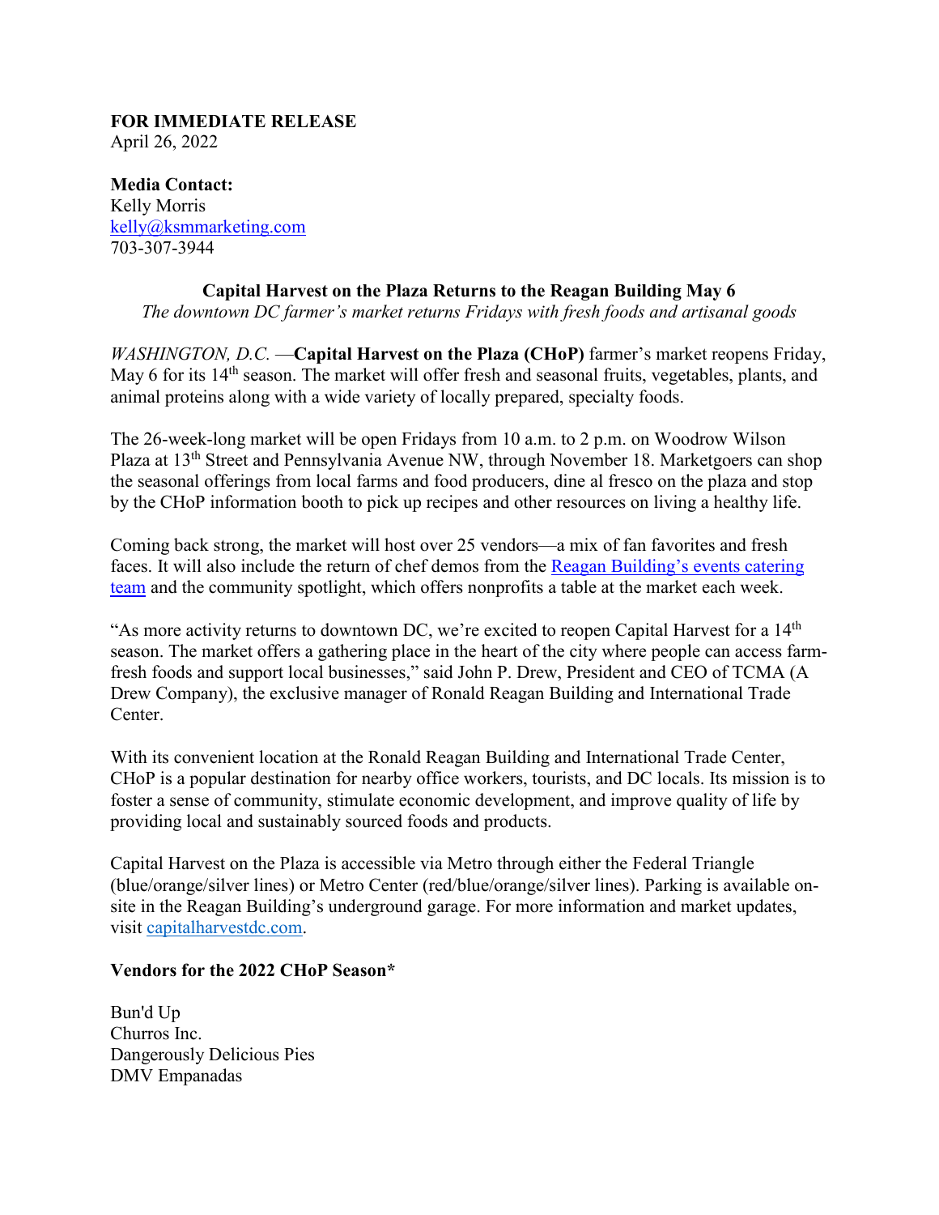**FOR IMMEDIATE RELEASE**
April 26, 2022

**Media Contact:**
Kelly Morris
[kelly@ksmmarketing.com](mailto:kelly@ksmmarketing.com)
703-307-3944

## Capital Harvest on the Plaza Returns to the Reagan Building May 6

*The downtown DC farmer's market returns Fridays with fresh foods and artisanal goods*

*WASHINGTON, D.C.* —**Capital Harvest on the Plaza (CHoP)** farmer's market reopens Friday, May 6 for its 14th season. The market will offer fresh and seasonal fruits, vegetables, plants, and animal proteins along with a wide variety of locally prepared, specialty foods.

The 26-week-long market will be open Fridays from 10 a.m. to 2 p.m. on Woodrow Wilson Plaza at 13th Street and Pennsylvania Avenue NW, through November 18. Marketgoers can shop the seasonal offerings from local farms and food producers, dine al fresco on the plaza and stop by the CHoP information booth to pick up recipes and other resources on living a healthy life.

Coming back strong, the market will host over 25 vendors—a mix of fan favorites and fresh faces. It will also include the return of chef demos from the [Reagan Building's events catering team](#) and the community spotlight, which offers nonprofits a table at the market each week.

"As more activity returns to downtown DC, we're excited to reopen Capital Harvest for a 14th season. The market offers a gathering place in the heart of the city where people can access farm-fresh foods and support local businesses," said John P. Drew, President and CEO of TCMA (A Drew Company), the exclusive manager of Ronald Reagan Building and International Trade Center.

With its convenient location at the Ronald Reagan Building and International Trade Center, CHoP is a popular destination for nearby office workers, tourists, and DC locals. Its mission is to foster a sense of community, stimulate economic development, and improve quality of life by providing local and sustainably sourced foods and products.

Capital Harvest on the Plaza is accessible via Metro through either the Federal Triangle (blue/orange/silver lines) or Metro Center (red/blue/orange/silver lines). Parking is available on-site in the Reagan Building's underground garage. For more information and market updates, visit [capitalharvestdc.com](https://capitalharvestdc.com).

### Vendors for the 2022 CHoP Season*

Bun'd Up
Churros Inc.
Dangerously Delicious Pies
DMV Empanadas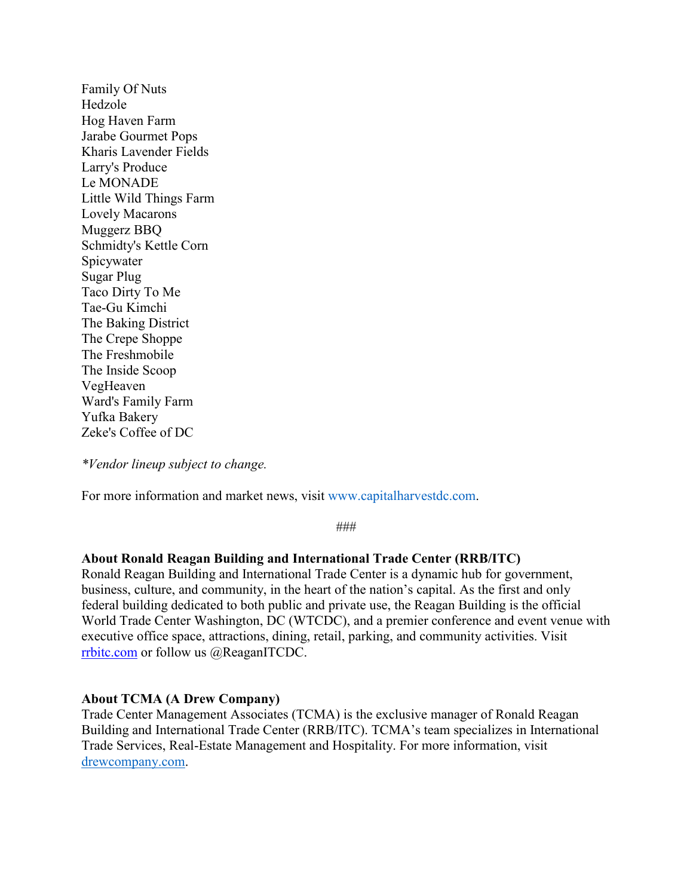Family Of Nuts
Hedzole
Hog Haven Farm
Jarabe Gourmet Pops
Kharis Lavender Fields
Larry's Produce
Le MONADE
Little Wild Things Farm
Lovely Macarons
Muggerz BBQ
Schmidty's Kettle Corn
Spicywater
Sugar Plug
Taco Dirty To Me
Tae-Gu Kimchi
The Baking District
The Crepe Shoppe
The Freshmobile
The Inside Scoop
VegHeaven
Ward's Family Farm
Yufka Bakery
Zeke's Coffee of DC

*\*Vendor lineup subject to change.*

For more information and market news, visit www.capitalharvestdc.com.

###

**About Ronald Reagan Building and International Trade Center (RRB/ITC)**
Ronald Reagan Building and International Trade Center is a dynamic hub for government, business, culture, and community, in the heart of the nation's capital. As the first and only federal building dedicated to both public and private use, the Reagan Building is the official World Trade Center Washington, DC (WTCDC), and a premier conference and event venue with executive office space, attractions, dining, retail, parking, and community activities. Visit [rrbitc.com](rrbitc.com) or follow us @ReaganITCDC.

**About TCMA (A Drew Company)**
Trade Center Management Associates (TCMA) is the exclusive manager of Ronald Reagan Building and International Trade Center (RRB/ITC). TCMA's team specializes in International Trade Services, Real-Estate Management and Hospitality. For more information, visit [drewcompany.com](drewcompany.com).